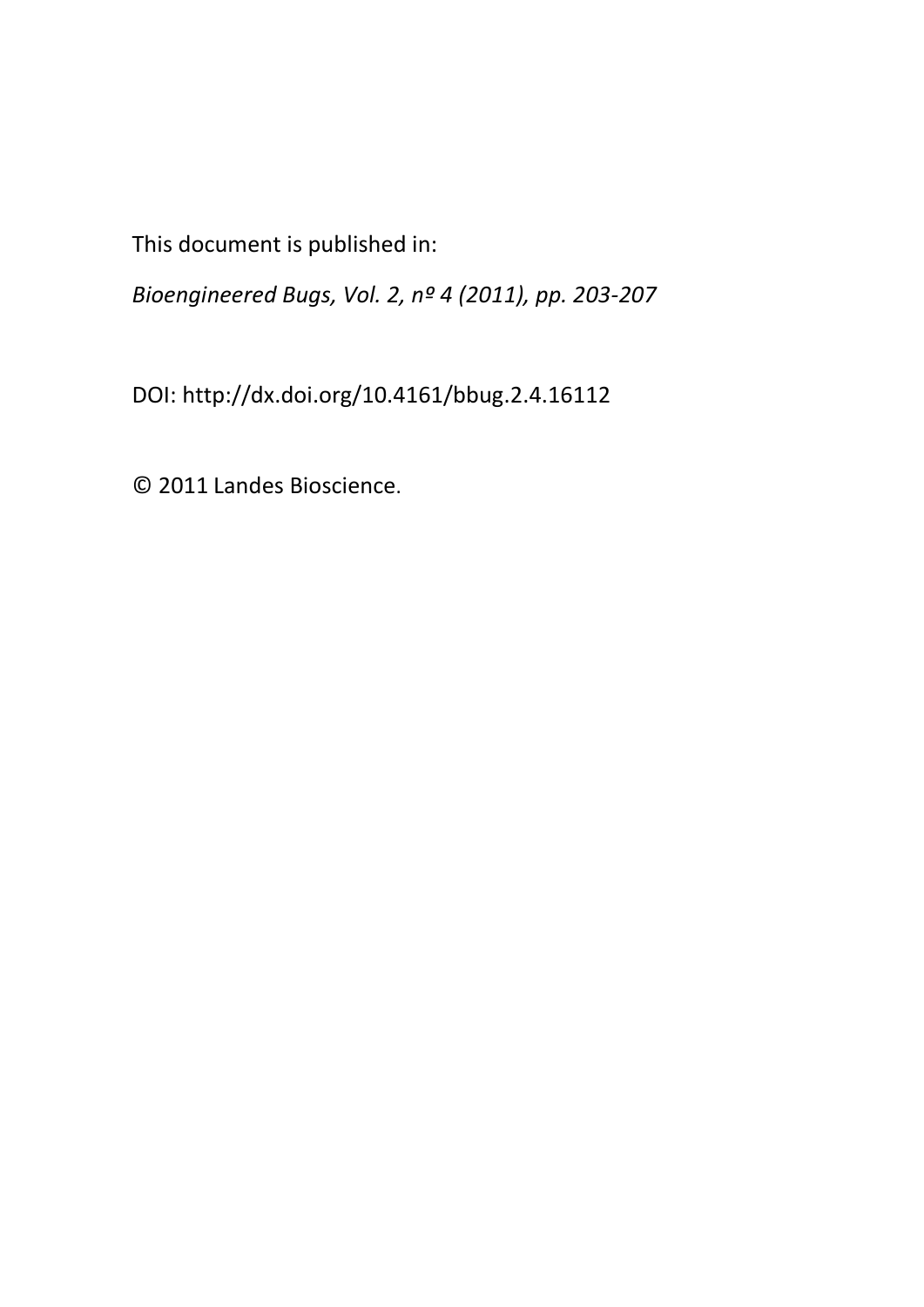This document is published in:

*Bioengineered Bugs, Vol. 2, nº 4 (2011), pp. 203-207*

DOI: http://dx.doi.org/10.4161/bbug.2.4.16112

© 2011 Landes Bioscience.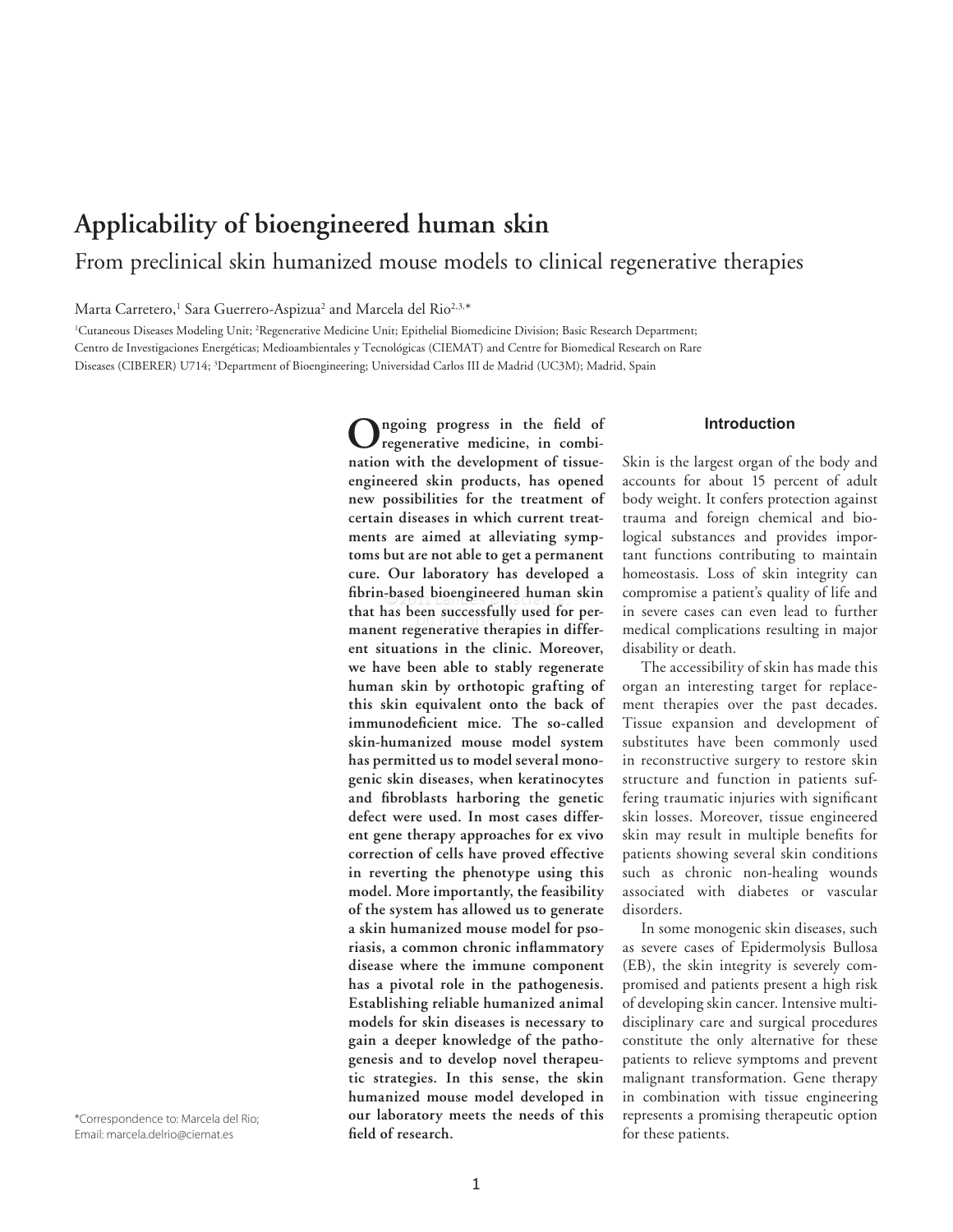# Applicability of bioengineered human skin

## From preclinical skin humanized mouse models to clinical regenerative therapies

Marta Carretero,[1] Sara Guerrero-Aspizua[2] and Marcela del Rio[2,3,*]

[1]Cutaneous Diseases Modeling Unit; [2]Regenerative Medicine Unit; Epithelial Biomedicine Division; Basic Research Department; Centro de Investigaciones Energéticas; Medioambientales y Tecnológicas (CIEMAT) and Centre for Biomedical Research on Rare Diseases (CIBERER) U714; [3]Department of Bioengineering; Universidad Carlos III de Madrid (UC3M); Madrid, Spain

*Correspondence to: Marcela del Rio; Email: marcela.delrio@ciemat.es

**Ongoing progress in the field of regenerative medicine, in combination with the development of tissue-engineered skin products, has opened new possibilities for the treatment of certain diseases in which current treatments are aimed at alleviating symptoms but are not able to get a permanent cure. Our laboratory has developed a fibrin-based bioengineered human skin that has been successfully used for permanent regenerative therapies in different situations in the clinic. Moreover, we have been able to stably regenerate human skin by orthotopic grafting of this skin equivalent onto the back of immunodeficient mice. The so-called skin-humanized mouse model system has permitted us to model several monogenic skin diseases, when keratinocytes and fibroblasts harboring the genetic defect were used. In most cases different gene therapy approaches for ex vivo correction of cells have proved effective in reverting the phenotype using this model. More importantly, the feasibility of the system has allowed us to generate a skin humanized mouse model for psoriasis, a common chronic inflammatory disease where the immune component has a pivotal role in the pathogenesis. Establishing reliable humanized animal models for skin diseases is necessary to gain a deeper knowledge of the pathogenesis and to develop novel therapeutic strategies. In this sense, the skin humanized mouse model developed in our laboratory meets the needs of this field of research.**

## Introduction

Skin is the largest organ of the body and accounts for about 15 percent of adult body weight. It confers protection against trauma and foreign chemical and biological substances and provides important functions contributing to maintain homeostasis. Loss of skin integrity can compromise a patient's quality of life and in severe cases can even lead to further medical complications resulting in major disability or death.

The accessibility of skin has made this organ an interesting target for replacement therapies over the past decades. Tissue expansion and development of substitutes have been commonly used in reconstructive surgery to restore skin structure and function in patients suffering traumatic injuries with significant skin losses. Moreover, tissue engineered skin may result in multiple benefits for patients showing several skin conditions such as chronic non-healing wounds associated with diabetes or vascular disorders.

In some monogenic skin diseases, such as severe cases of Epidermolysis Bullosa (EB), the skin integrity is severely compromised and patients present a high risk of developing skin cancer. Intensive multidisciplinary care and surgical procedures constitute the only alternative for these patients to relieve symptoms and prevent malignant transformation. Gene therapy in combination with tissue engineering represents a promising therapeutic option for these patients.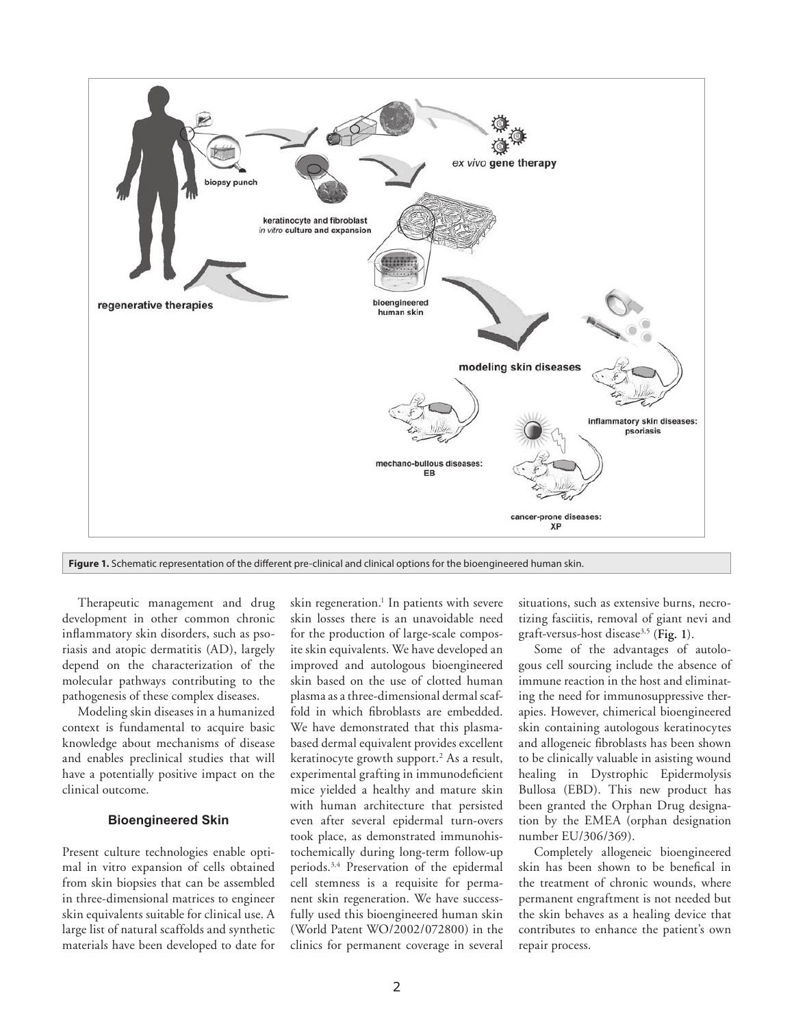Figure 1. Schematic representation of the different pre-clinical and clinical options for the bioengineered human skin.

Therapeutic management and drug development in other common chronic inflammatory skin disorders, such as psoriasis and atopic dermatitis (AD), largely depend on the characterization of the molecular pathways contributing to the pathogenesis of these complex diseases.

Modeling skin diseases in a humanized context is fundamental to acquire basic knowledge about mechanisms of disease and enables preclinical studies that will have a potentially positive impact on the clinical outcome.

## Bioengineered Skin

Present culture technologies enable optimal in vitro expansion of cells obtained from skin biopsies that can be assembled in three-dimensional matrices to engineer skin equivalents suitable for clinical use. A large list of natural scaffolds and synthetic materials have been developed to date for skin regeneration.[1] In patients with severe skin losses there is an unavoidable need for the production of large-scale composite skin equivalents. We have developed an improved and autologous bioengineered skin based on the use of clotted human plasma as a three-dimensional dermal scaffold in which fibroblasts are embedded. We have demonstrated that this plasma-based dermal equivalent provides excellent keratinocyte growth support.[2] As a result, experimental grafting in immunodeficient mice yielded a healthy and mature skin with human architecture that persisted even after several epidermal turn-overs took place, as demonstrated immunohistochemically during long-term follow-up periods.[3,4] Preservation of the epidermal cell stemness is a requisite for permanent skin regeneration. We have successfully used this bioengineered human skin (World Patent WO/2002/072800) in the clinics for permanent coverage in several situations, such as extensive burns, necrotizing fasciitis, removal of giant nevi and graft-versus-host disease[3,5] (**Fig. 1**).

Some of the advantages of autologous cell sourcing include the absence of immune reaction in the host and eliminating the need for immunosuppressive therapies. However, chimerical bioengineered skin containing autologous keratinocytes and allogeneic fibroblasts has been shown to be clinically valuable in asisting wound healing in Dystrophic Epidermolysis Bullosa (EBD). This new product has been granted the Orphan Drug designation by the EMEA (orphan designation number EU/306/369).

Completely allogeneic bioengineered skin has been shown to be benefical in the treatment of chronic wounds, where permanent engraftment is not needed but the skin behaves as a healing device that contributes to enhance the patient's own repair process.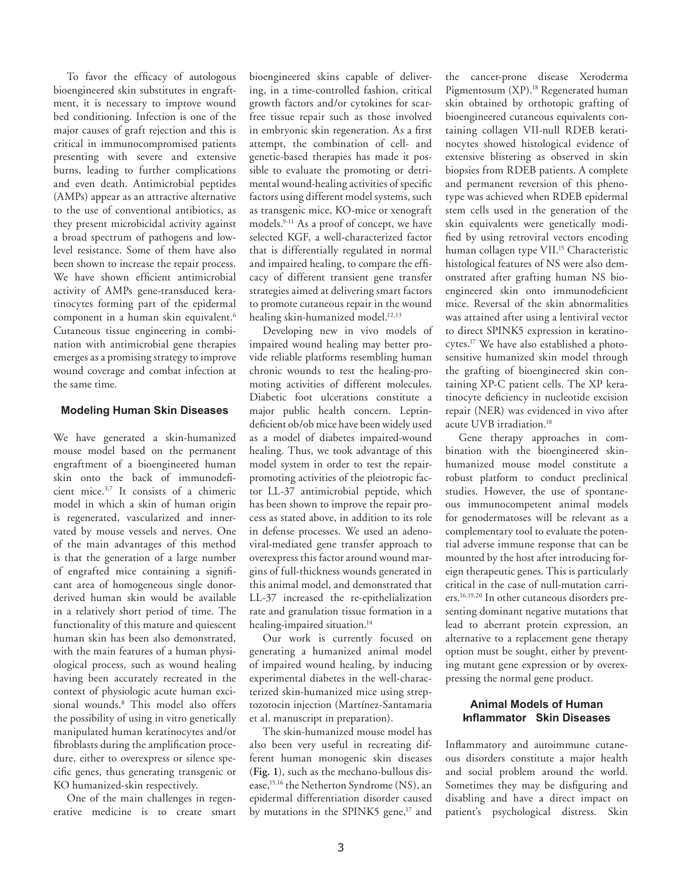To favor the efficacy of autologous bioengineered skin substitutes in engraftment, it is necessary to improve wound bed conditioning. Infection is one of the major causes of graft rejection and this is critical in immunocompromised patients presenting with severe and extensive burns, leading to further complications and even death. Antimicrobial peptides (AMPs) appear as an attractive alternative to the use of conventional antibiotics, as they present microbicidal activity against a broad spectrum of pathogens and low-level resistance. Some of them have also been shown to increase the repair process. We have shown efficient antimicrobial activity of AMPs gene-transduced keratinocytes forming part of the epidermal component in a human skin equivalent.[6] Cutaneous tissue engineering in combination with antimicrobial gene therapies emerges as a promising strategy to improve wound coverage and combat infection at the same time.

## Modeling Human Skin Diseases

We have generated a skin-humanized mouse model based on the permanent engraftment of a bioengineered human skin onto the back of immunodeficient mice.[3,7] It consists of a chimeric model in which a skin of human origin is regenerated, vascularized and innervated by mouse vessels and nerves. One of the main advantages of this method is that the generation of a large number of engrafted mice containing a significant area of homogeneous single donor-derived human skin would be available in a relatively short period of time. The functionality of this mature and quiescent human skin has been also demonstrated, with the main features of a human physiological process, such as wound healing having been accurately recreated in the context of physiologic acute human excisional wounds.[8] This model also offers the possibility of using in vitro genetically manipulated human keratinocytes and/or fibroblasts during the amplification procedure, either to overexpress or silence specific genes, thus generating transgenic or KO humanized-skin respectively.

One of the main challenges in regenerative medicine is to create smart bioengineered skins capable of delivering, in a time-controlled fashion, critical growth factors and/or cytokines for scar-free tissue repair such as those involved in embryonic skin regeneration. As a first attempt, the combination of cell- and genetic-based therapies has made it possible to evaluate the promoting or detrimental wound-healing activities of specific factors using different model systems, such as transgenic mice, KO-mice or xenograft models.[9-11] As a proof of concept, we have selected KGF, a well-characterized factor that is differentially regulated in normal and impaired healing, to compare the efficacy of different transient gene transfer strategies aimed at delivering smart factors to promote cutaneous repair in the wound healing skin-humanized model.[12,13]

Developing new in vivo models of impaired wound healing may better provide reliable platforms resembling human chronic wounds to test the healing-promoting activities of different molecules. Diabetic foot ulcerations constitute a major public health concern. Leptin-deficient ob/ob mice have been widely used as a model of diabetes impaired-wound healing. Thus, we took advantage of this model system in order to test the repair-promoting activities of the pleiotropic factor LL-37 antimicrobial peptide, which has been shown to improve the repair process as stated above, in addition to its role in defense processes. We used an adenoviral-mediated gene transfer approach to overexpress this factor around wound margins of full-thickness wounds generated in this animal model, and demonstrated that LL-37 increased the re-epithelialization rate and granulation tissue formation in a healing-impaired situation.[14]

Our work is currently focused on generating a humanized animal model of impaired wound healing, by inducing experimental diabetes in the well-characterized skin-humanized mice using streptozotocin injection (Martínez-Santamaria et al. manuscript in preparation).

The skin-humanized mouse model has also been very useful in recreating different human monogenic skin diseases (**Fig. 1**), such as the mechano-bullous disease,[15,16] the Netherton Syndrome (NS), an epidermal differentiation disorder caused by mutations in the SPINK5 gene,[17] and the cancer-prone disease Xeroderma Pigmentosum (XP).[18] Regenerated human skin obtained by orthotopic grafting of bioengineered cutaneous equivalents containing collagen VII-null RDEB keratinocytes showed histological evidence of extensive blistering as observed in skin biopsies from RDEB patients. A complete and permanent reversion of this phenotype was achieved when RDEB epidermal stem cells used in the generation of the skin equivalents were genetically modified by using retroviral vectors encoding human collagen type VII.[15] Characteristic histological features of NS were also demonstrated after grafting human NS bioengineered skin onto immunodeficient mice. Reversal of the skin abnormalities was attained after using a lentiviral vector to direct SPINK5 expression in keratinocytes.[17] We have also established a photosensitive humanized skin model through the grafting of bioengineered skin containing XP-C patient cells. The XP keratinocyte deficiency in nucleotide excision repair (NER) was evidenced in vivo after acute UVB irradiation.[18]

Gene therapy approaches in combination with the bioengineered skin-humanized mouse model constitute a robust platform to conduct preclinical studies. However, the use of spontaneous immunocompetent animal models for genodermatoses will be relevant as a complementary tool to evaluate the potential adverse immune response that can be mounted by the host after introducing foreign therapeutic genes. This is particularly critical in the case of null-mutation carriers.[16,19,20] In other cutaneous disorders presenting dominant negative mutations that lead to aberrant protein expression, an alternative to a replacement gene therapy option must be sought, either by preventing mutant gene expression or by overexpressing the normal gene product.

## Animal Models of Human Inflammatory Skin Diseases

Inflammatory and autoimmune cutaneous disorders constitute a major health and social problem around the world. Sometimes they may be disfiguring and disabling and have a direct impact on patient's psychological distress. Skin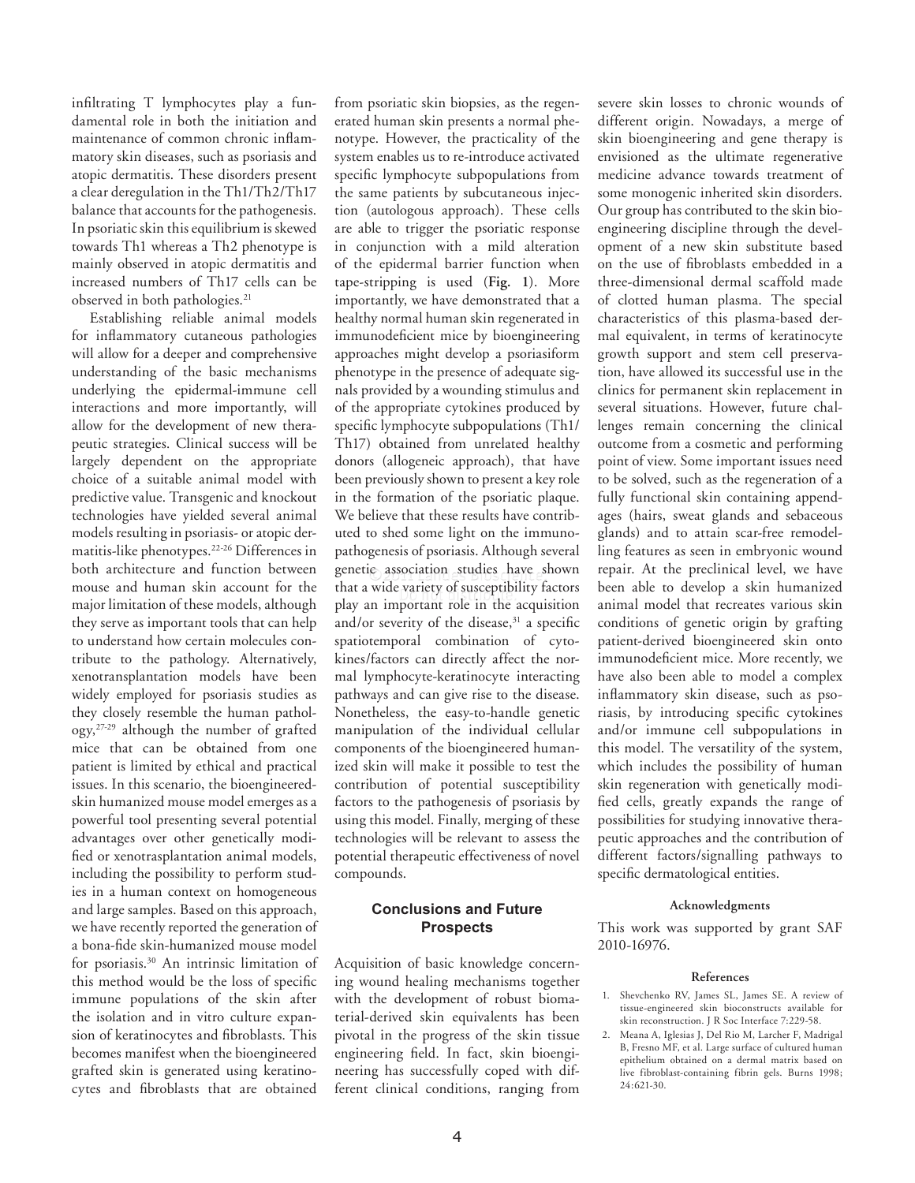infiltrating T lymphocytes play a fundamental role in both the initiation and maintenance of common chronic inflammatory skin diseases, such as psoriasis and atopic dermatitis. These disorders present a clear deregulation in the Th1/Th2/Th17 balance that accounts for the pathogenesis. In psoriatic skin this equilibrium is skewed towards Th1 whereas a Th2 phenotype is mainly observed in atopic dermatitis and increased numbers of Th17 cells can be observed in both pathologies.[21]

Establishing reliable animal models for inflammatory cutaneous pathologies will allow for a deeper and comprehensive understanding of the basic mechanisms underlying the epidermal-immune cell interactions and more importantly, will allow for the development of new therapeutic strategies. Clinical success will be largely dependent on the appropriate choice of a suitable animal model with predictive value. Transgenic and knockout technologies have yielded several animal models resulting in psoriasis- or atopic dermatitis-like phenotypes.[22-26] Differences in both architecture and function between mouse and human skin account for the major limitation of these models, although they serve as important tools that can help to understand how certain molecules contribute to the pathology. Alternatively, xenotransplantation models have been widely employed for psoriasis studies as they closely resemble the human pathology,[27-29] although the number of grafted mice that can be obtained from one patient is limited by ethical and practical issues. In this scenario, the bioengineered-skin humanized mouse model emerges as a powerful tool presenting several potential advantages over other genetically modified or xenotrasplantation animal models, including the possibility to perform studies in a human context on homogeneous and large samples. Based on this approach, we have recently reported the generation of a bona-fide skin-humanized mouse model for psoriasis.[30] An intrinsic limitation of this method would be the loss of specific immune populations of the skin after the isolation and in vitro culture expansion of keratinocytes and fibroblasts. This becomes manifest when the bioengineered grafted skin is generated using keratinocytes and fibroblasts that are obtained from psoriatic skin biopsies, as the regenerated human skin presents a normal phenotype. However, the practicality of the system enables us to re-introduce activated specific lymphocyte subpopulations from the same patients by subcutaneous injection (autologous approach). These cells are able to trigger the psoriatic response in conjunction with a mild alteration of the epidermal barrier function when tape-stripping is used (**Fig. 1**). More importantly, we have demonstrated that a healthy normal human skin regenerated in immunodeficient mice by bioengineering approaches might develop a psoriasiform phenotype in the presence of adequate signals provided by a wounding stimulus and of the appropriate cytokines produced by specific lymphocyte subpopulations (Th1/Th17) obtained from unrelated healthy donors (allogeneic approach), that have been previously shown to present a key role in the formation of the psoriatic plaque. We believe that these results have contributed to shed some light on the immunopathogenesis of psoriasis. Although several genetic association studies have shown that a wide variety of susceptibility factors play an important role in the acquisition and/or severity of the disease,[31] a specific spatiotemporal combination of cytokines/factors can directly affect the normal lymphocyte-keratinocyte interacting pathways and can give rise to the disease. Nonetheless, the easy-to-handle genetic manipulation of the individual cellular components of the bioengineered humanized skin will make it possible to test the contribution of potential susceptibility factors to the pathogenesis of psoriasis by using this model. Finally, merging of these technologies will be relevant to assess the potential therapeutic effectiveness of novel compounds.

## Conclusions and Future Prospects

Acquisition of basic knowledge concerning wound healing mechanisms together with the development of robust biomaterial-derived skin equivalents has been pivotal in the progress of the skin tissue engineering field. In fact, skin bioengineering has successfully coped with different clinical conditions, ranging from severe skin losses to chronic wounds of different origin. Nowadays, a merge of skin bioengineering and gene therapy is envisioned as the ultimate regenerative medicine advance towards treatment of some monogenic inherited skin disorders. Our group has contributed to the skin bioengineering discipline through the development of a new skin substitute based on the use of fibroblasts embedded in a three-dimensional dermal scaffold made of clotted human plasma. The special characteristics of this plasma-based dermal equivalent, in terms of keratinocyte growth support and stem cell preservation, have allowed its successful use in the clinics for permanent skin replacement in several situations. However, future challenges remain concerning the clinical outcome from a cosmetic and performing point of view. Some important issues need to be solved, such as the regeneration of a fully functional skin containing appendages (hairs, sweat glands and sebaceous glands) and to attain scar-free remodelling features as seen in embryonic wound repair. At the preclinical level, we have been able to develop a skin humanized animal model that recreates various skin conditions of genetic origin by grafting patient-derived bioengineered skin onto immunodeficient mice. More recently, we have also been able to model a complex inflammatory skin disease, such as psoriasis, by introducing specific cytokines and/or immune cell subpopulations in this model. The versatility of the system, which includes the possibility of human skin regeneration with genetically modified cells, greatly expands the range of possibilities for studying innovative therapeutic approaches and the contribution of different factors/signalling pathways to specific dermatological entities.

### Acknowledgments

This work was supported by grant SAF 2010-16976.

### References

1. Shevchenko RV, James SL, James SE. A review of tissue-engineered skin bioconstructs available for skin reconstruction. J R Soc Interface 7:229-58.
2. Meana A, Iglesias J, Del Rio M, Larcher F, Madrigal B, Fresno MF, et al. Large surface of cultured human epithelium obtained on a dermal matrix based on live fibroblast-containing fibrin gels. Burns 1998; 24:621-30.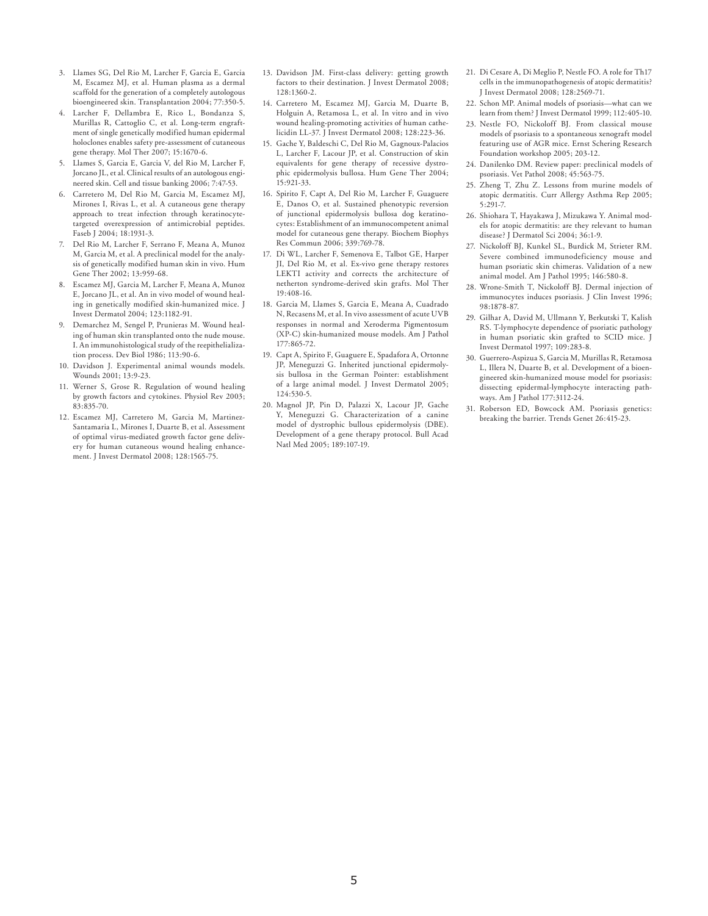3. Llames SG, Del Rio M, Larcher F, Garcia E, Garcia M, Escamez MJ, et al. Human plasma as a dermal scaffold for the generation of a completely autologous bioengineered skin. Transplantation 2004; 77:350-5.
4. Larcher F, Dellambra E, Rico L, Bondanza S, Murillas R, Cattoglio C, et al. Long-term engraftment of single genetically modified human epidermal holoclones enables safety pre-assessment of cutaneous gene therapy. Mol Ther 2007; 15:1670-6.
5. Llames S, Garcia E, Garcia V, del Rio M, Larcher F, Jorcano JL, et al. Clinical results of an autologous engineered skin. Cell and tissue banking 2006; 7:47-53.
6. Carretero M, Del Rio M, Garcia M, Escamez MJ, Mirones I, Rivas L, et al. A cutaneous gene therapy approach to treat infection through keratinocyte-targeted overexpression of antimicrobial peptides. Faseb J 2004; 18:1931-3.
7. Del Rio M, Larcher F, Serrano F, Meana A, Munoz M, Garcia M, et al. A preclinical model for the analysis of genetically modified human skin in vivo. Hum Gene Ther 2002; 13:959-68.
8. Escamez MJ, Garcia M, Larcher F, Meana A, Munoz E, Jorcano JL, et al. An in vivo model of wound healing in genetically modified skin-humanized mice. J Invest Dermatol 2004; 123:1182-91.
9. Demarchez M, Sengel P, Prunieras M. Wound healing of human skin transplanted onto the nude mouse. I. An immunohistological study of the reepithelialization process. Dev Biol 1986; 113:90-6.
10. Davidson J. Experimental animal wounds models. Wounds 2001; 13:9-23.
11. Werner S, Grose R. Regulation of wound healing by growth factors and cytokines. Physiol Rev 2003; 83:835-70.
12. Escamez MJ, Carretero M, Garcia M, Martinez-Santamaria L, Mirones I, Duarte B, et al. Assessment of optimal virus-mediated growth factor gene delivery for human cutaneous wound healing enhancement. J Invest Dermatol 2008; 128:1565-75.
13. Davidson JM. First-class delivery: getting growth factors to their destination. J Invest Dermatol 2008; 128:1360-2.
14. Carretero M, Escamez MJ, Garcia M, Duarte B, Holguin A, Retamosa L, et al. In vitro and in vivo wound healing-promoting activities of human cathelicidin LL-37. J Invest Dermatol 2008; 128:223-36.
15. Gache Y, Baldeschi C, Del Rio M, Gagnoux-Palacios L, Larcher F, Lacour JP, et al. Construction of skin equivalents for gene therapy of recessive dystrophic epidermolysis bullosa. Hum Gene Ther 2004; 15:921-33.
16. Spirito F, Capt A, Del Rio M, Larcher F, Guaguere E, Danos O, et al. Sustained phenotypic reversion of junctional epidermolysis bullosa dog keratinocytes: Establishment of an immunocompetent animal model for cutaneous gene therapy. Biochem Biophys Res Commun 2006; 339:769-78.
17. Di WL, Larcher F, Semenova E, Talbot GE, Harper JI, Del Rio M, et al. Ex-vivo gene therapy restores LEKTI activity and corrects the architecture of netherton syndrome-derived skin grafts. Mol Ther 19:408-16.
18. Garcia M, Llames S, Garcia E, Meana A, Cuadrado N, Recasens M, et al. In vivo assessment of acute UVB responses in normal and Xeroderma Pigmentosum (XP-C) skin-humanized mouse models. Am J Pathol 177:865-72.
19. Capt A, Spirito F, Guaguere E, Spadafora A, Ortonne JP, Meneguzzi G. Inherited junctional epidermolysis bullosa in the German Pointer: establishment of a large animal model. J Invest Dermatol 2005; 124:530-5.
20. Magnol JP, Pin D, Palazzi X, Lacour JP, Gache Y, Meneguzzi G. Characterization of a canine model of dystrophic bullous epidermolysis (DBE). Development of a gene therapy protocol. Bull Acad Natl Med 2005; 189:107-19.
21. Di Cesare A, Di Meglio P, Nestle FO. A role for Th17 cells in the immunopathogenesis of atopic dermatitis? J Invest Dermatol 2008; 128:2569-71.
22. Schon MP. Animal models of psoriasis—what can we learn from them? J Invest Dermatol 1999; 112:405-10.
23. Nestle FO, Nickoloff BJ. From classical mouse models of psoriasis to a spontaneous xenograft model featuring use of AGR mice. Ernst Schering Research Foundation workshop 2005; 203-12.
24. Danilenko DM. Review paper: preclinical models of psoriasis. Vet Pathol 2008; 45:563-75.
25. Zheng T, Zhu Z. Lessons from murine models of atopic dermatitis. Curr Allergy Asthma Rep 2005; 5:291-7.
26. Shiohara T, Hayakawa J, Mizukawa Y. Animal models for atopic dermatitis: are they relevant to human disease? J Dermatol Sci 2004; 36:1-9.
27. Nickoloff BJ, Kunkel SL, Burdick M, Strieter RM. Severe combined immunodeficiency mouse and human psoriatic skin chimeras. Validation of a new animal model. Am J Pathol 1995; 146:580-8.
28. Wrone-Smith T, Nickoloff BJ. Dermal injection of immunocytes induces psoriasis. J Clin Invest 1996; 98:1878-87.
29. Gilhar A, David M, Ullmann Y, Berkutski T, Kalish RS. T-lymphocyte dependence of psoriatic pathology in human psoriatic skin grafted to SCID mice. J Invest Dermatol 1997; 109:283-8.
30. Guerrero-Aspizua S, Garcia M, Murillas R, Retamosa L, Illera N, Duarte B, et al. Development of a bioengineered skin-humanized mouse model for psoriasis: dissecting epidermal-lymphocyte interacting pathways. Am J Pathol 177:3112-24.
31. Roberson ED, Bowcock AM. Psoriasis genetics: breaking the barrier. Trends Genet 26:415-23.